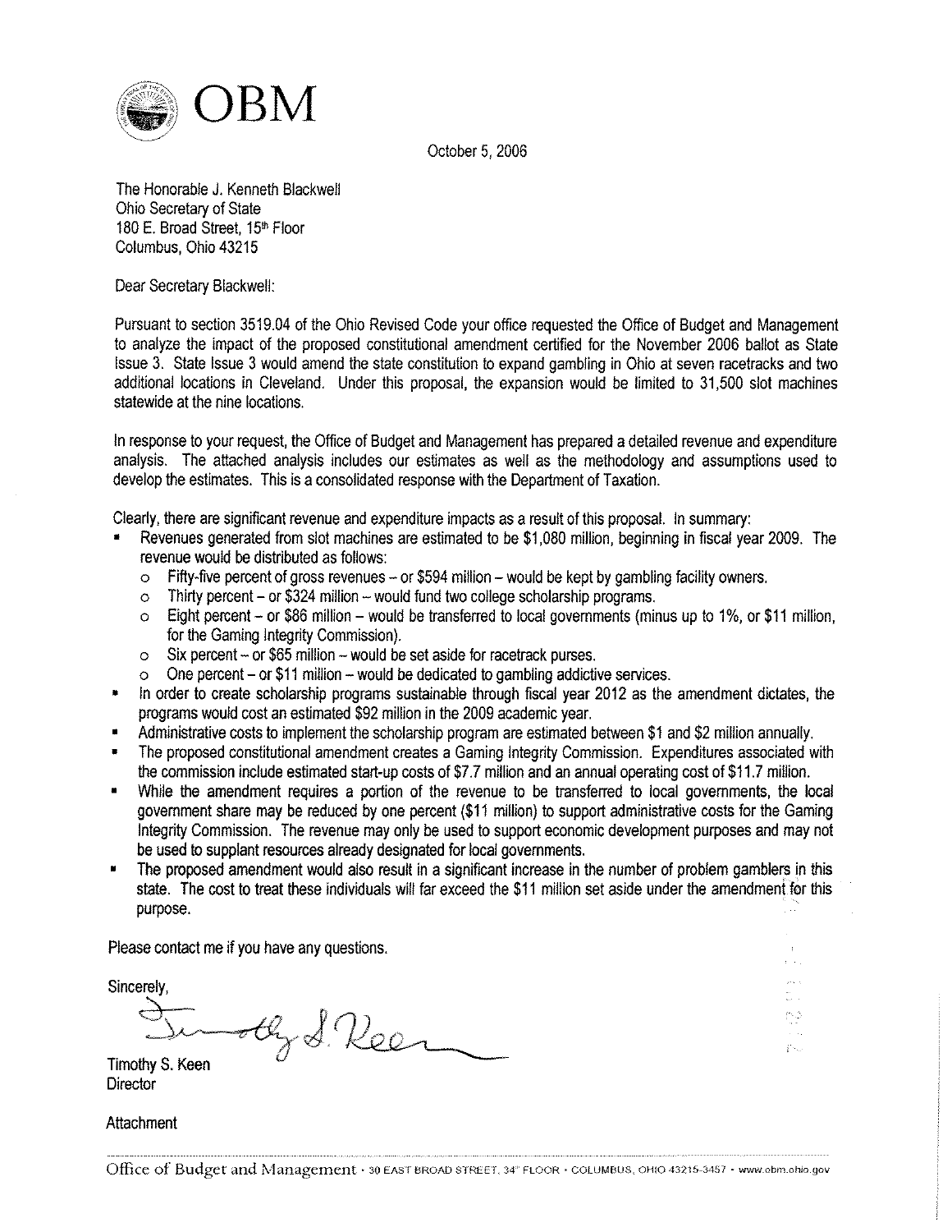# OBM

October 5, 2006

The Honorable J. Kenneth Blackwell
Ohio Secretary of State
180 E. Broad Street, 15th Floor
Columbus, Ohio 43215

Dear Secretary Blackwell:

Pursuant to section 3519.04 of the Ohio Revised Code your office requested the Office of Budget and Management to analyze the impact of the proposed constitutional amendment certified for the November 2006 ballot as State Issue 3. State Issue 3 would amend the state constitution to expand gambling in Ohio at seven racetracks and two additional locations in Cleveland. Under this proposal, the expansion would be limited to 31,500 slot machines statewide at the nine locations.

In response to your request, the Office of Budget and Management has prepared a detailed revenue and expenditure analysis. The attached analysis includes our estimates as well as the methodology and assumptions used to develop the estimates. This is a consolidated response with the Department of Taxation.

Clearly, there are significant revenue and expenditure impacts as a result of this proposal. In summary:

- Revenues generated from slot machines are estimated to be $1,080 million, beginning in fiscal year 2009. The revenue would be distributed as follows:
  - Fifty-five percent of gross revenues – or $594 million – would be kept by gambling facility owners.
  - Thirty percent – or $324 million – would fund two college scholarship programs.
  - Eight percent – or $86 million – would be transferred to local governments (minus up to 1%, or $11 million, for the Gaming Integrity Commission).
  - Six percent – or $65 million – would be set aside for racetrack purses.
  - One percent – or $11 million – would be dedicated to gambling addictive services.
- In order to create scholarship programs sustainable through fiscal year 2012 as the amendment dictates, the programs would cost an estimated $92 million in the 2009 academic year.
- Administrative costs to implement the scholarship program are estimated between $1 and $2 million annually.
- The proposed constitutional amendment creates a Gaming Integrity Commission. Expenditures associated with the commission include estimated start-up costs of $7.7 million and an annual operating cost of $11.7 million.
- While the amendment requires a portion of the revenue to be transferred to local governments, the local government share may be reduced by one percent ($11 million) to support administrative costs for the Gaming Integrity Commission. The revenue may only be used to support economic development purposes and may not be used to supplant resources already designated for local governments.
- The proposed amendment would also result in a significant increase in the number of problem gamblers in this state. The cost to treat these individuals will far exceed the $11 million set aside under the amendment for this purpose.

Please contact me if you have any questions.

Sincerely,

Timothy S. Keen
Director

Attachment

Office of Budget and Management • 30 East Broad Street, 34th Floor • Columbus, Ohio 43215-3457 • www.obm.ohio.gov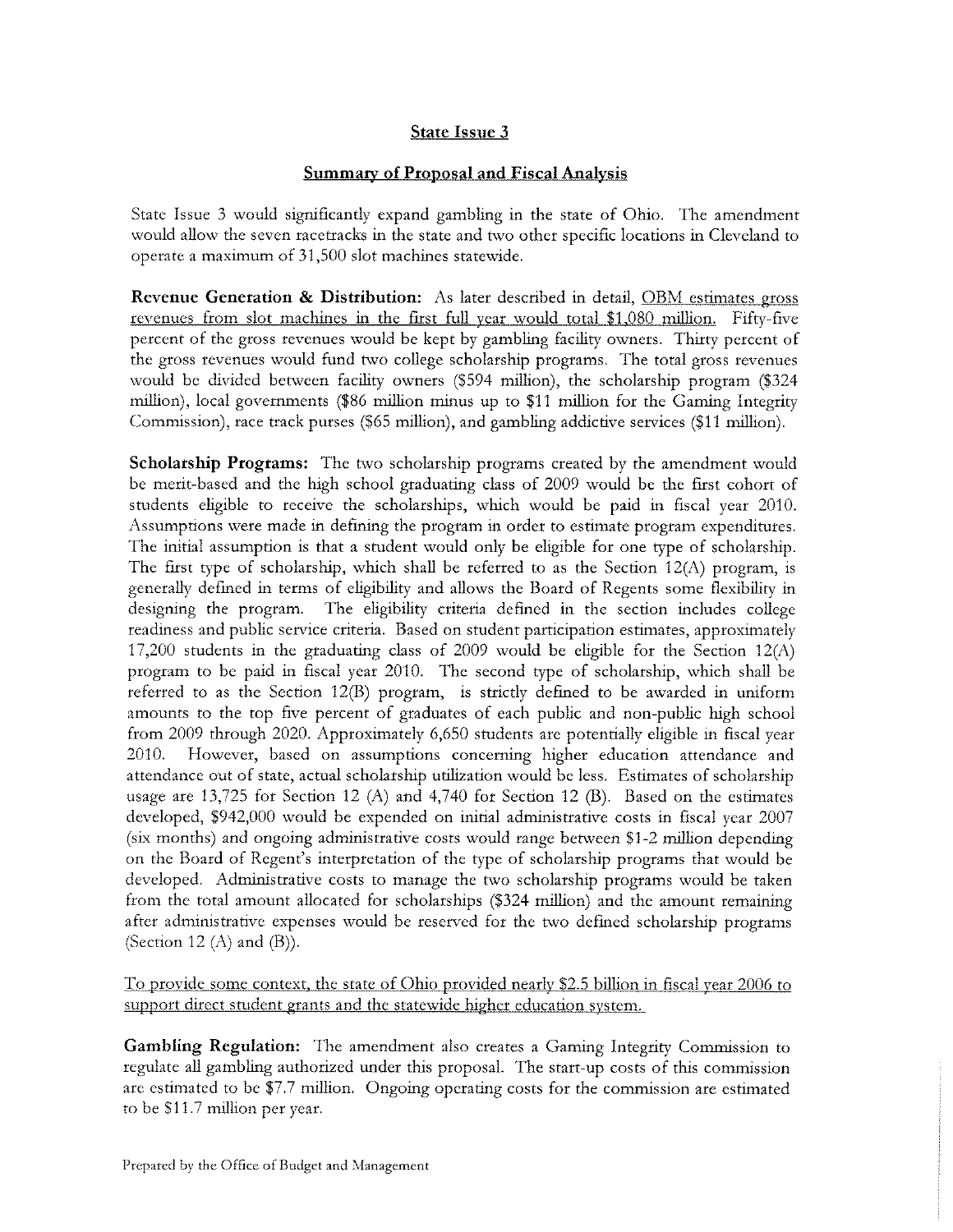## State Issue 3

### Summary of Proposal and Fiscal Analysis

State Issue 3 would significantly expand gambling in the state of Ohio. The amendment would allow the seven racetracks in the state and two other specific locations in Cleveland to operate a maximum of 31,500 slot machines statewide.

**Revenue Generation & Distribution:** As later described in detail, OBM estimates gross revenues from slot machines in the first full year would total $1,080 million. Fifty-five percent of the gross revenues would be kept by gambling facility owners. Thirty percent of the gross revenues would fund two college scholarship programs. The total gross revenues would be divided between facility owners ($594 million), the scholarship program ($324 million), local governments ($86 million minus up to $11 million for the Gaming Integrity Commission), race track purses ($65 million), and gambling addictive services ($11 million).

**Scholarship Programs:** The two scholarship programs created by the amendment would be merit-based and the high school graduating class of 2009 would be the first cohort of students eligible to receive the scholarships, which would be paid in fiscal year 2010. Assumptions were made in defining the program in order to estimate program expenditures. The initial assumption is that a student would only be eligible for one type of scholarship. The first type of scholarship, which shall be referred to as the Section 12(A) program, is generally defined in terms of eligibility and allows the Board of Regents some flexibility in designing the program. The eligibility criteria defined in the section includes college readiness and public service criteria. Based on student participation estimates, approximately 17,200 students in the graduating class of 2009 would be eligible for the Section 12(A) program to be paid in fiscal year 2010. The second type of scholarship, which shall be referred to as the Section 12(B) program, is strictly defined to be awarded in uniform amounts to the top five percent of graduates of each public and non-public high school from 2009 through 2020. Approximately 6,650 students are potentially eligible in fiscal year 2010. However, based on assumptions concerning higher education attendance and attendance out of state, actual scholarship utilization would be less. Estimates of scholarship usage are 13,725 for Section 12 (A) and 4,740 for Section 12 (B). Based on the estimates developed, $942,000 would be expended on initial administrative costs in fiscal year 2007 (six months) and ongoing administrative costs would range between $1-2 million depending on the Board of Regent's interpretation of the type of scholarship programs that would be developed. Administrative costs to manage the two scholarship programs would be taken from the total amount allocated for scholarships ($324 million) and the amount remaining after administrative expenses would be reserved for the two defined scholarship programs (Section 12 (A) and (B)).

To provide some context, the state of Ohio provided nearly $2.5 billion in fiscal year 2006 to support direct student grants and the statewide higher education system.

**Gambling Regulation:** The amendment also creates a Gaming Integrity Commission to regulate all gambling authorized under this proposal. The start-up costs of this commission are estimated to be $7.7 million. Ongoing operating costs for the commission are estimated to be $11.7 million per year.

Prepared by the Office of Budget and Management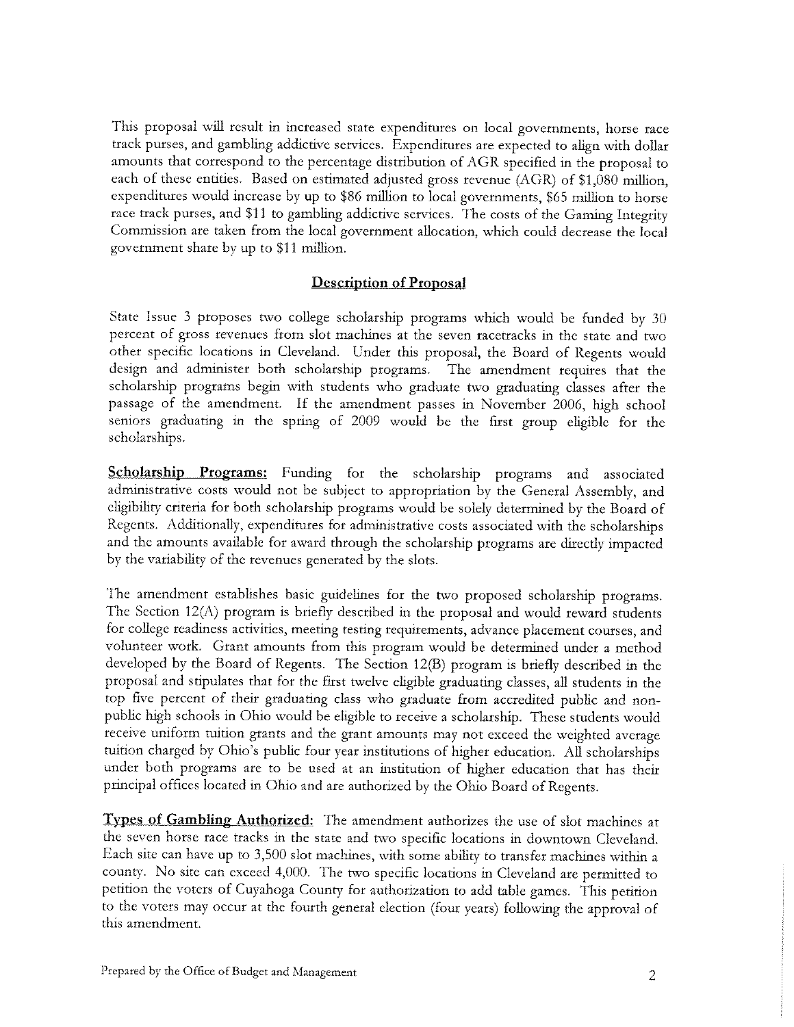This proposal will result in increased state expenditures on local governments, horse race track purses, and gambling addictive services. Expenditures are expected to align with dollar amounts that correspond to the percentage distribution of AGR specified in the proposal to each of these entities. Based on estimated adjusted gross revenue (AGR) of $1,080 million, expenditures would increase by up to $86 million to local governments, $65 million to horse race track purses, and $11 to gambling addictive services. The costs of the Gaming Integrity Commission are taken from the local government allocation, which could decrease the local government share by up to $11 million.

## Description of Proposal

State Issue 3 proposes two college scholarship programs which would be funded by 30 percent of gross revenues from slot machines at the seven racetracks in the state and two other specific locations in Cleveland. Under this proposal, the Board of Regents would design and administer both scholarship programs. The amendment requires that the scholarship programs begin with students who graduate two graduating classes after the passage of the amendment. If the amendment passes in November 2006, high school seniors graduating in the spring of 2009 would be the first group eligible for the scholarships.

**Scholarship Programs:** Funding for the scholarship programs and associated administrative costs would not be subject to appropriation by the General Assembly, and eligibility criteria for both scholarship programs would be solely determined by the Board of Regents. Additionally, expenditures for administrative costs associated with the scholarships and the amounts available for award through the scholarship programs are directly impacted by the variability of the revenues generated by the slots.

The amendment establishes basic guidelines for the two proposed scholarship programs. The Section 12(A) program is briefly described in the proposal and would reward students for college readiness activities, meeting testing requirements, advance placement courses, and volunteer work. Grant amounts from this program would be determined under a method developed by the Board of Regents. The Section 12(B) program is briefly described in the proposal and stipulates that for the first twelve eligible graduating classes, all students in the top five percent of their graduating class who graduate from accredited public and non-public high schools in Ohio would be eligible to receive a scholarship. These students would receive uniform tuition grants and the grant amounts may not exceed the weighted average tuition charged by Ohio's public four year institutions of higher education. All scholarships under both programs are to be used at an institution of higher education that has their principal offices located in Ohio and are authorized by the Ohio Board of Regents.

**Types of Gambling Authorized:** The amendment authorizes the use of slot machines at the seven horse race tracks in the state and two specific locations in downtown Cleveland. Each site can have up to 3,500 slot machines, with some ability to transfer machines within a county. No site can exceed 4,000. The two specific locations in Cleveland are permitted to petition the voters of Cuyahoga County for authorization to add table games. This petition to the voters may occur at the fourth general election (four years) following the approval of this amendment.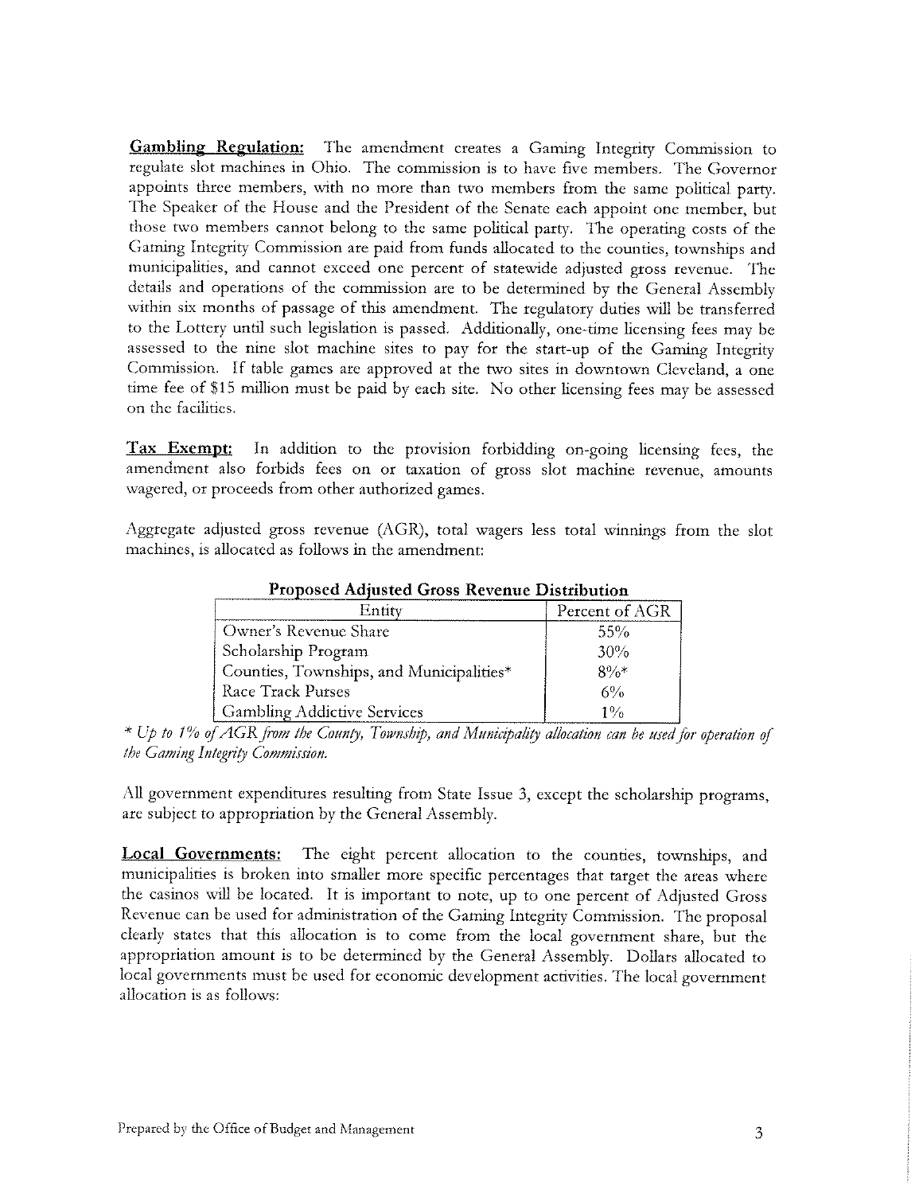**<u>Gambling Regulation:</u>** The amendment creates a Gaming Integrity Commission to regulate slot machines in Ohio. The commission is to have five members. The Governor appoints three members, with no more than two members from the same political party. The Speaker of the House and the President of the Senate each appoint one member, but those two members cannot belong to the same political party. The operating costs of the Gaming Integrity Commission are paid from funds allocated to the counties, townships and municipalities, and cannot exceed one percent of statewide adjusted gross revenue. The details and operations of the commission are to be determined by the General Assembly within six months of passage of this amendment. The regulatory duties will be transferred to the Lottery until such legislation is passed. Additionally, one-time licensing fees may be assessed to the nine slot machine sites to pay for the start-up of the Gaming Integrity Commission. If table games are approved at the two sites in downtown Cleveland, a one time fee of $15 million must be paid by each site. No other licensing fees may be assessed on the facilities.

**<u>Tax Exempt:</u>** In addition to the provision forbidding on-going licensing fees, the amendment also forbids fees on or taxation of gross slot machine revenue, amounts wagered, or proceeds from other authorized games.

Aggregate adjusted gross revenue (AGR), total wagers less total winnings from the slot machines, is allocated as follows in the amendment:

**Proposed Adjusted Gross Revenue Distribution**

| Entity | Percent of AGR |
|---|---|
| Owner's Revenue Share | 55% |
| Scholarship Program | 30% |
| Counties, Townships, and Municipalities* | 8%* |
| Race Track Purses | 6% |
| Gambling Addictive Services | 1% |

*\* Up to 1% of AGR from the County, Township, and Municipality allocation can be used for operation of the Gaming Integrity Commission.*

All government expenditures resulting from State Issue 3, except the scholarship programs, are subject to appropriation by the General Assembly.

**<u>Local Governments:</u>** The eight percent allocation to the counties, townships, and municipalities is broken into smaller more specific percentages that target the areas where the casinos will be located. It is important to note, up to one percent of Adjusted Gross Revenue can be used for administration of the Gaming Integrity Commission. The proposal clearly states that this allocation is to come from the local government share, but the appropriation amount is to be determined by the General Assembly. Dollars allocated to local governments must be used for economic development activities. The local government allocation is as follows: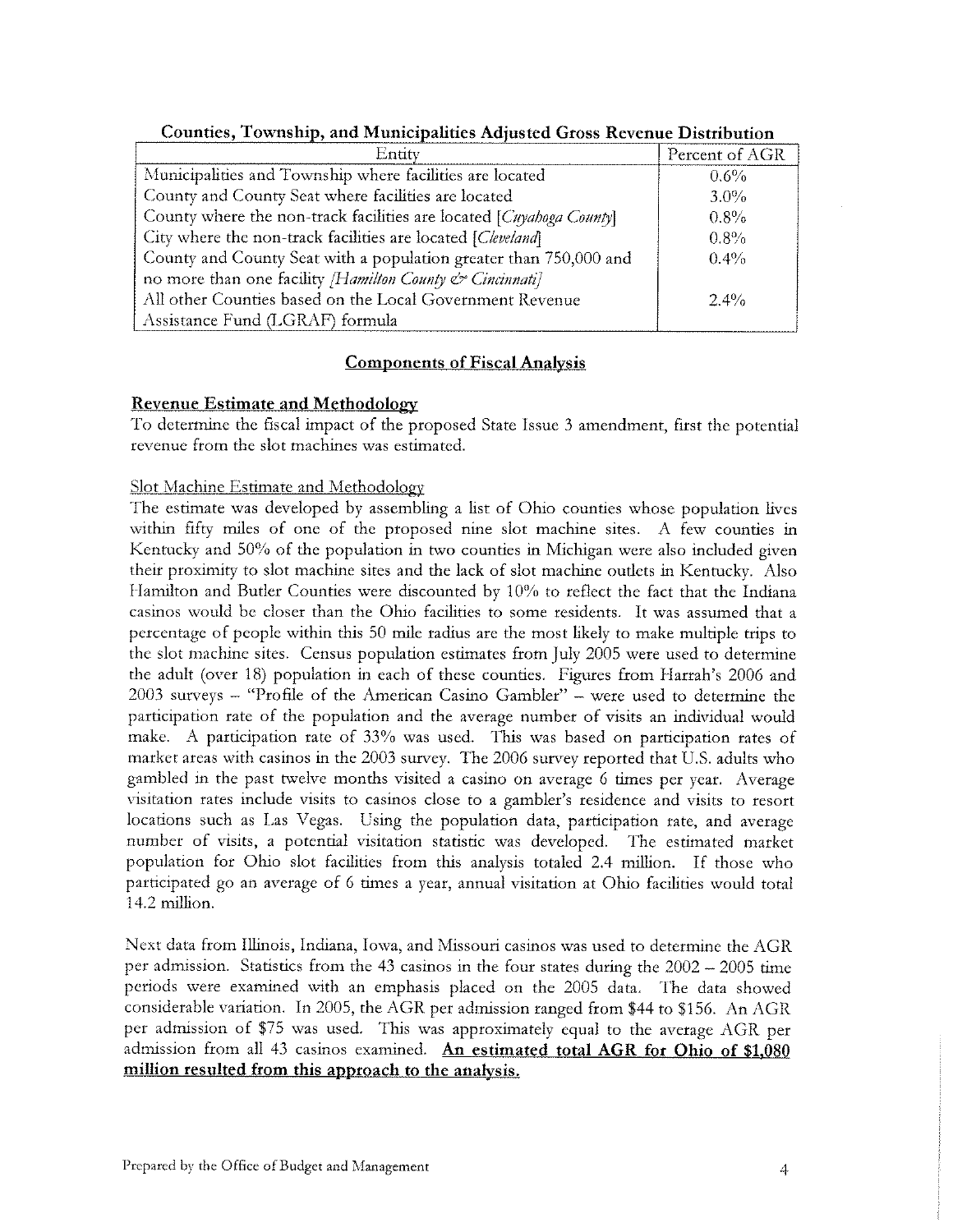**Counties, Township, and Municipalities Adjusted Gross Revenue Distribution**

| Entity | Percent of AGR |
|---|---|
| Municipalities and Township where facilities are located | 0.6% |
| County and County Seat where facilities are located | 3.0% |
| County where the non-track facilities are located [*Cuyahoga County*] | 0.8% |
| City where the non-track facilities are located [*Cleveland*] | 0.8% |
| County and County Seat with a population greater than 750,000 and no more than one facility *[Hamilton County & Cincinnati]* | 0.4% |
| All other Counties based on the Local Government Revenue Assistance Fund (LGRAF) formula | 2.4% |

## Components of Fiscal Analysis

### Revenue Estimate and Methodology

To determine the fiscal impact of the proposed State Issue 3 amendment, first the potential revenue from the slot machines was estimated.

#### Slot Machine Estimate and Methodology

The estimate was developed by assembling a list of Ohio counties whose population lives within fifty miles of one of the proposed nine slot machine sites. A few counties in Kentucky and 50% of the population in two counties in Michigan were also included given their proximity to slot machine sites and the lack of slot machine outlets in Kentucky. Also Hamilton and Butler Counties were discounted by 10% to reflect the fact that the Indiana casinos would be closer than the Ohio facilities to some residents. It was assumed that a percentage of people within this 50 mile radius are the most likely to make multiple trips to the slot machine sites. Census population estimates from July 2005 were used to determine the adult (over 18) population in each of these counties. Figures from Harrah's 2006 and 2003 surveys – "Profile of the American Casino Gambler" – were used to determine the participation rate of the population and the average number of visits an individual would make. A participation rate of 33% was used. This was based on participation rates of market areas with casinos in the 2003 survey. The 2006 survey reported that U.S. adults who gambled in the past twelve months visited a casino on average 6 times per year. Average visitation rates include visits to casinos close to a gambler's residence and visits to resort locations such as Las Vegas. Using the population data, participation rate, and average number of visits, a potential visitation statistic was developed. The estimated market population for Ohio slot facilities from this analysis totaled 2.4 million. If those who participated go an average of 6 times a year, annual visitation at Ohio facilities would total 14.2 million.

Next data from Illinois, Indiana, Iowa, and Missouri casinos was used to determine the AGR per admission. Statistics from the 43 casinos in the four states during the 2002 – 2005 time periods were examined with an emphasis placed on the 2005 data. The data showed considerable variation. In 2005, the AGR per admission ranged from $44 to $156. An AGR per admission of $75 was used. This was approximately equal to the average AGR per admission from all 43 casinos examined. **An estimated total AGR for Ohio of $1,080 million resulted from this approach to the analysis.**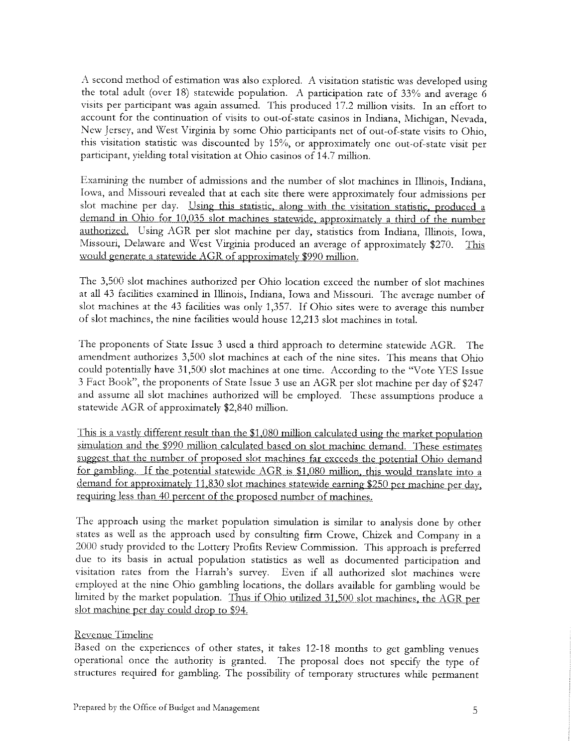A second method of estimation was also explored. A visitation statistic was developed using the total adult (over 18) statewide population. A participation rate of 33% and average 6 visits per participant was again assumed. This produced 17.2 million visits. In an effort to account for the continuation of visits to out-of-state casinos in Indiana, Michigan, Nevada, New Jersey, and West Virginia by some Ohio participants net of out-of-state visits to Ohio, this visitation statistic was discounted by 15%, or approximately one out-of-state visit per participant, yielding total visitation at Ohio casinos of 14.7 million.

Examining the number of admissions and the number of slot machines in Illinois, Indiana, Iowa, and Missouri revealed that at each site there were approximately four admissions per slot machine per day. Using this statistic, along with the visitation statistic, produced a demand in Ohio for 10,035 slot machines statewide, approximately a third of the number authorized. Using AGR per slot machine per day, statistics from Indiana, Illinois, Iowa, Missouri, Delaware and West Virginia produced an average of approximately $270. This would generate a statewide AGR of approximately $990 million.

The 3,500 slot machines authorized per Ohio location exceed the number of slot machines at all 43 facilities examined in Illinois, Indiana, Iowa and Missouri. The average number of slot machines at the 43 facilities was only 1,357. If Ohio sites were to average this number of slot machines, the nine facilities would house 12,213 slot machines in total.

The proponents of State Issue 3 used a third approach to determine statewide AGR. The amendment authorizes 3,500 slot machines at each of the nine sites. This means that Ohio could potentially have 31,500 slot machines at one time. According to the "Vote YES Issue 3 Fact Book", the proponents of State Issue 3 use an AGR per slot machine per day of $247 and assume all slot machines authorized will be employed. These assumptions produce a statewide AGR of approximately $2,840 million.

This is a vastly different result than the $1,080 million calculated using the market population simulation and the $990 million calculated based on slot machine demand. These estimates suggest that the number of proposed slot machines far exceeds the potential Ohio demand for gambling. If the potential statewide AGR is $1,080 million, this would translate into a demand for approximately 11,830 slot machines statewide earning $250 per machine per day, requiring less than 40 percent of the proposed number of machines.

The approach using the market population simulation is similar to analysis done by other states as well as the approach used by consulting firm Crowe, Chizek and Company in a 2000 study provided to the Lottery Profits Review Commission. This approach is preferred due to its basis in actual population statistics as well as documented participation and visitation rates from the Harrah's survey. Even if all authorized slot machines were employed at the nine Ohio gambling locations, the dollars available for gambling would be limited by the market population. Thus if Ohio utilized 31,500 slot machines, the AGR per slot machine per day could drop to $94.

Revenue Timeline

Based on the experiences of other states, it takes 12-18 months to get gambling venues operational once the authority is granted. The proposal does not specify the type of structures required for gambling. The possibility of temporary structures while permanent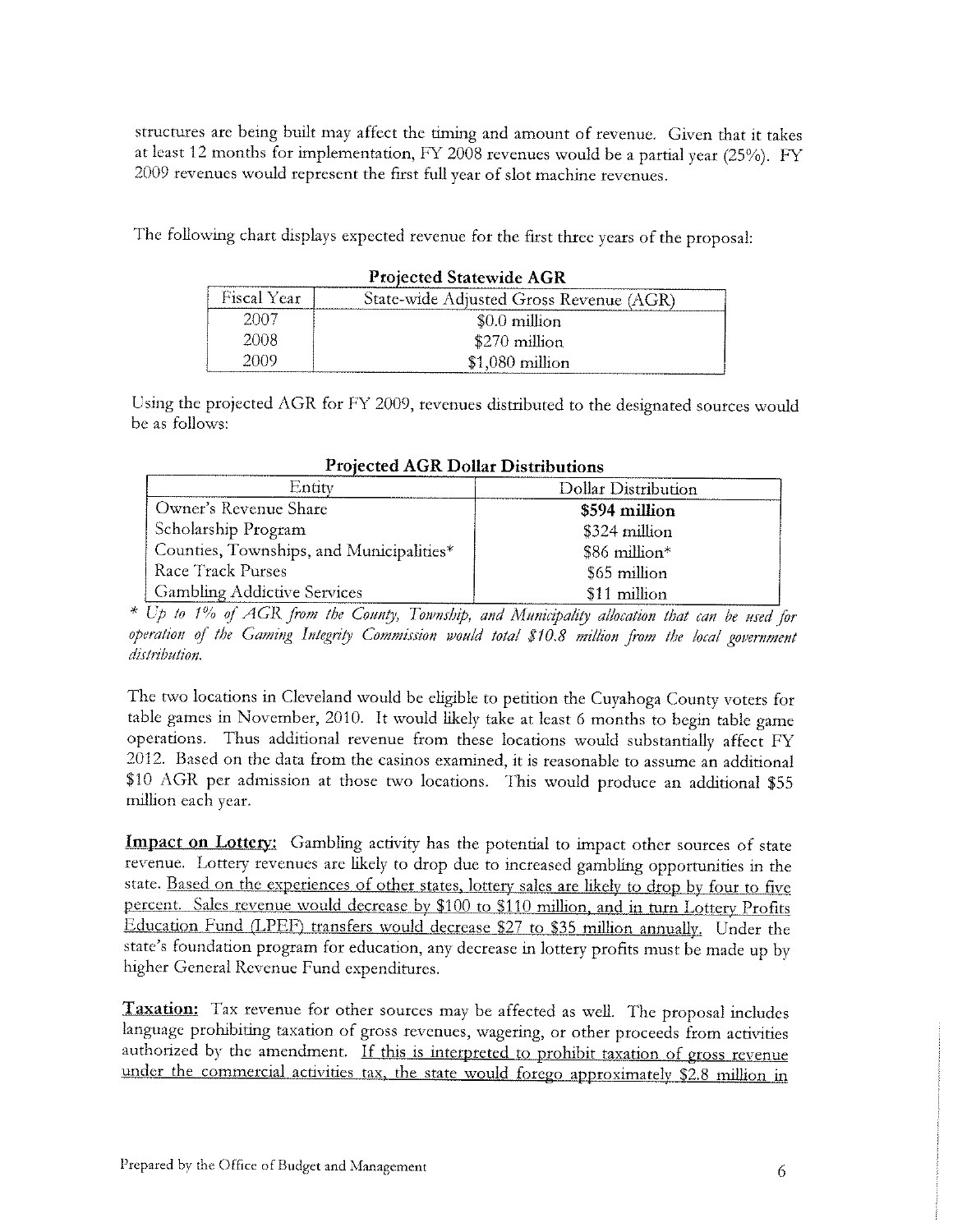structures are being built may affect the timing and amount of revenue. Given that it takes at least 12 months for implementation, FY 2008 revenues would be a partial year (25%). FY 2009 revenues would represent the first full year of slot machine revenues.

The following chart displays expected revenue for the first three years of the proposal:

**Projected Statewide AGR**

| Fiscal Year | State-wide Adjusted Gross Revenue (AGR) |
|---|---|
| 2007 | $0.0 million |
| 2008 | $270 million |
| 2009 | $1,080 million |

Using the projected AGR for FY 2009, revenues distributed to the designated sources would be as follows:

**Projected AGR Dollar Distributions**

| Entity | Dollar Distribution |
|---|---|
| Owner's Revenue Share | **$594 million** |
| Scholarship Program | $324 million |
| Counties, Townships, and Municipalities* | $86 million* |
| Race Track Purses | $65 million |
| Gambling Addictive Services | $11 million |

*\* Up to 1% of AGR from the County, Township, and Municipality allocation that can be used for operation of the Gaming Integrity Commission would total $10.8 million from the local government distribution.*

The two locations in Cleveland would be eligible to petition the Cuyahoga County voters for table games in November, 2010. It would likely take at least 6 months to begin table game operations. Thus additional revenue from these locations would substantially affect FY 2012. Based on the data from the casinos examined, it is reasonable to assume an additional $10 AGR per admission at those two locations. This would produce an additional $55 million each year.

**Impact on Lottery:** Gambling activity has the potential to impact other sources of state revenue. Lottery revenues are likely to drop due to increased gambling opportunities in the state. Based on the experiences of other states, lottery sales are likely to drop by four to five percent. Sales revenue would decrease by $100 to $110 million, and in turn Lottery Profits Education Fund (LPEF) transfers would decrease $27 to $35 million annually. Under the state's foundation program for education, any decrease in lottery profits must be made up by higher General Revenue Fund expenditures.

**Taxation:** Tax revenue for other sources may be affected as well. The proposal includes language prohibiting taxation of gross revenues, wagering, or other proceeds from activities authorized by the amendment. If this is interpreted to prohibit taxation of gross revenue under the commercial activities tax, the state would forego approximately $2.8 million in

Prepared by the Office of Budget and Management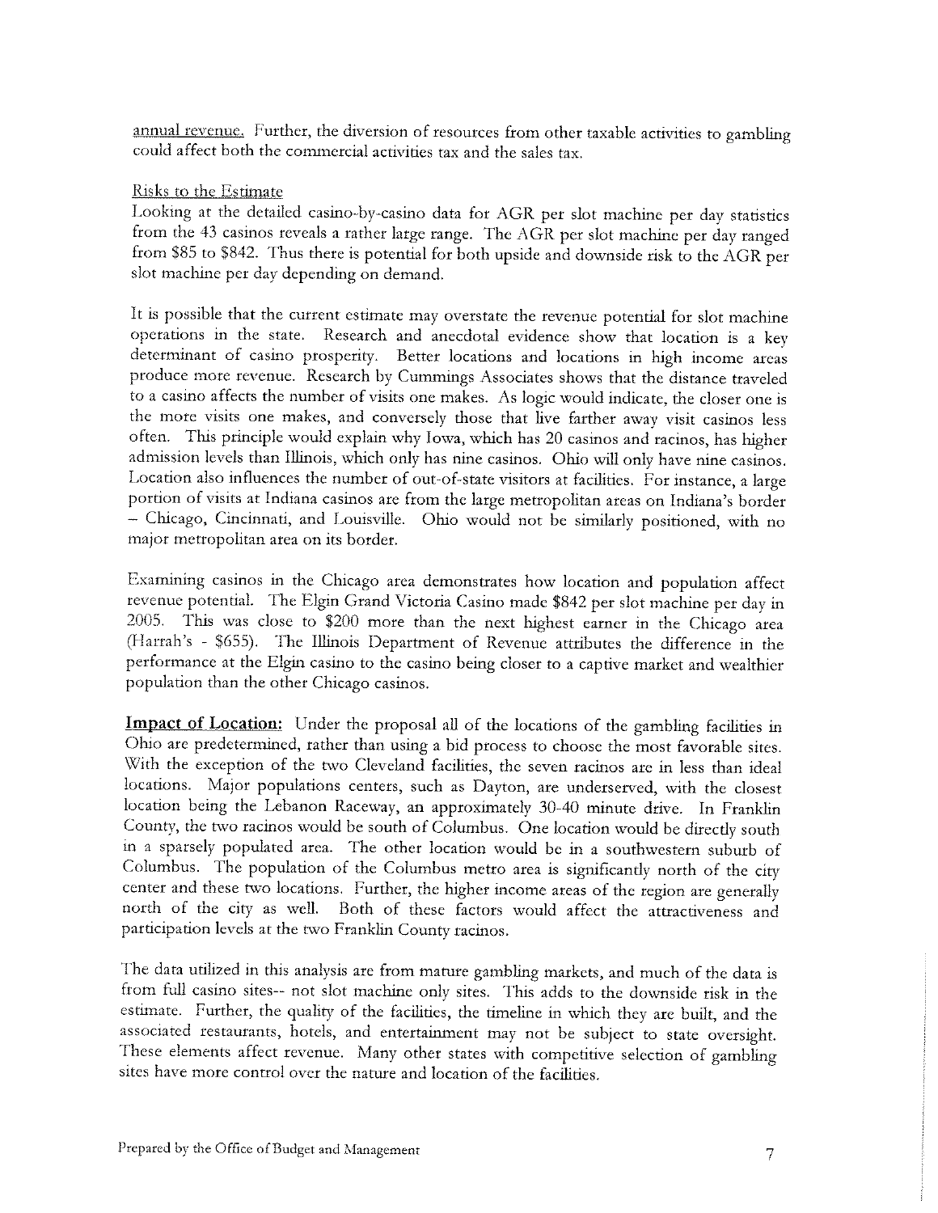annual revenue. Further, the diversion of resources from other taxable activities to gambling could affect both the commercial activities tax and the sales tax.

Risks to the Estimate

Looking at the detailed casino-by-casino data for AGR per slot machine per day statistics from the 43 casinos reveals a rather large range. The AGR per slot machine per day ranged from $85 to $842. Thus there is potential for both upside and downside risk to the AGR per slot machine per day depending on demand.

It is possible that the current estimate may overstate the revenue potential for slot machine operations in the state. Research and anecdotal evidence show that location is a key determinant of casino prosperity. Better locations and locations in high income areas produce more revenue. Research by Cummings Associates shows that the distance traveled to a casino affects the number of visits one makes. As logic would indicate, the closer one is the more visits one makes, and conversely those that live farther away visit casinos less often. This principle would explain why Iowa, which has 20 casinos and racinos, has higher admission levels than Illinois, which only has nine casinos. Ohio will only have nine casinos. Location also influences the number of out-of-state visitors at facilities. For instance, a large portion of visits at Indiana casinos are from the large metropolitan areas on Indiana's border – Chicago, Cincinnati, and Louisville. Ohio would not be similarly positioned, with no major metropolitan area on its border.

Examining casinos in the Chicago area demonstrates how location and population affect revenue potential. The Elgin Grand Victoria Casino made $842 per slot machine per day in 2005. This was close to $200 more than the next highest earner in the Chicago area (Harrah's - $655). The Illinois Department of Revenue attributes the difference in the performance at the Elgin casino to the casino being closer to a captive market and wealthier population than the other Chicago casinos.

**Impact of Location:** Under the proposal all of the locations of the gambling facilities in Ohio are predetermined, rather than using a bid process to choose the most favorable sites. With the exception of the two Cleveland facilities, the seven racinos are in less than ideal locations. Major populations centers, such as Dayton, are underserved, with the closest location being the Lebanon Raceway, an approximately 30-40 minute drive. In Franklin County, the two racinos would be south of Columbus. One location would be directly south in a sparsely populated area. The other location would be in a southwestern suburb of Columbus. The population of the Columbus metro area is significantly north of the city center and these two locations. Further, the higher income areas of the region are generally north of the city as well. Both of these factors would affect the attractiveness and participation levels at the two Franklin County racinos.

The data utilized in this analysis are from mature gambling markets, and much of the data is from full casino sites-- not slot machine only sites. This adds to the downside risk in the estimate. Further, the quality of the facilities, the timeline in which they are built, and the associated restaurants, hotels, and entertainment may not be subject to state oversight. These elements affect revenue. Many other states with competitive selection of gambling sites have more control over the nature and location of the facilities.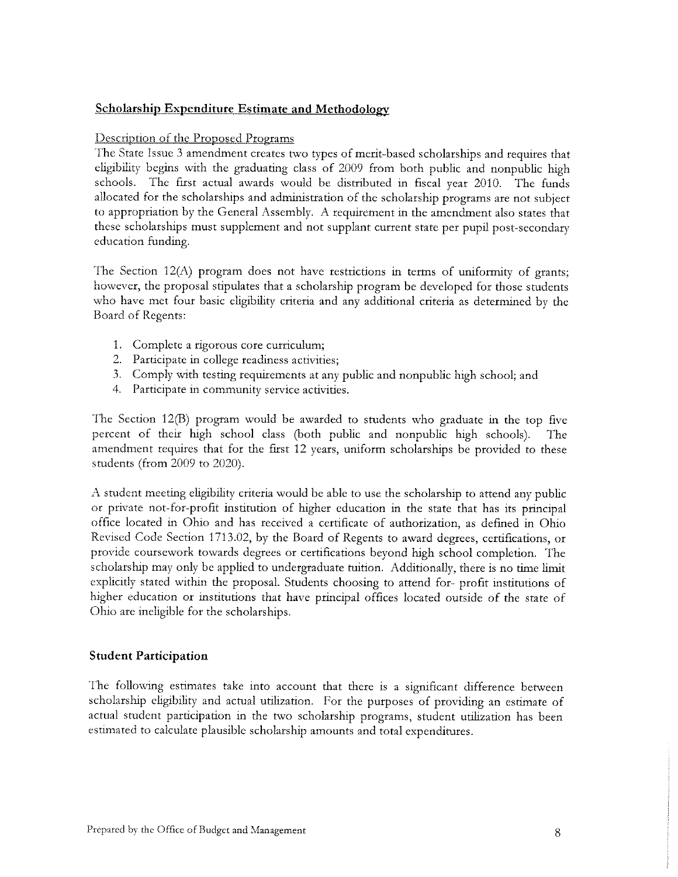## Scholarship Expenditure Estimate and Methodology

### Description of the Proposed Programs

The State Issue 3 amendment creates two types of merit-based scholarships and requires that eligibility begins with the graduating class of 2009 from both public and nonpublic high schools. The first actual awards would be distributed in fiscal year 2010. The funds allocated for the scholarships and administration of the scholarship programs are not subject to appropriation by the General Assembly. A requirement in the amendment also states that these scholarships must supplement and not supplant current state per pupil post-secondary education funding.

The Section 12(A) program does not have restrictions in terms of uniformity of grants; however, the proposal stipulates that a scholarship program be developed for those students who have met four basic eligibility criteria and any additional criteria as determined by the Board of Regents:

1. Complete a rigorous core curriculum;
2. Participate in college readiness activities;
3. Comply with testing requirements at any public and nonpublic high school; and
4. Participate in community service activities.

The Section 12(B) program would be awarded to students who graduate in the top five percent of their high school class (both public and nonpublic high schools). The amendment requires that for the first 12 years, uniform scholarships be provided to these students (from 2009 to 2020).

A student meeting eligibility criteria would be able to use the scholarship to attend any public or private not-for-profit institution of higher education in the state that has its principal office located in Ohio and has received a certificate of authorization, as defined in Ohio Revised Code Section 1713.02, by the Board of Regents to award degrees, certifications, or provide coursework towards degrees or certifications beyond high school completion. The scholarship may only be applied to undergraduate tuition. Additionally, there is no time limit explicitly stated within the proposal. Students choosing to attend for- profit institutions of higher education or institutions that have principal offices located outside of the state of Ohio are ineligible for the scholarships.

### Student Participation

The following estimates take into account that there is a significant difference between scholarship eligibility and actual utilization. For the purposes of providing an estimate of actual student participation in the two scholarship programs, student utilization has been estimated to calculate plausible scholarship amounts and total expenditures.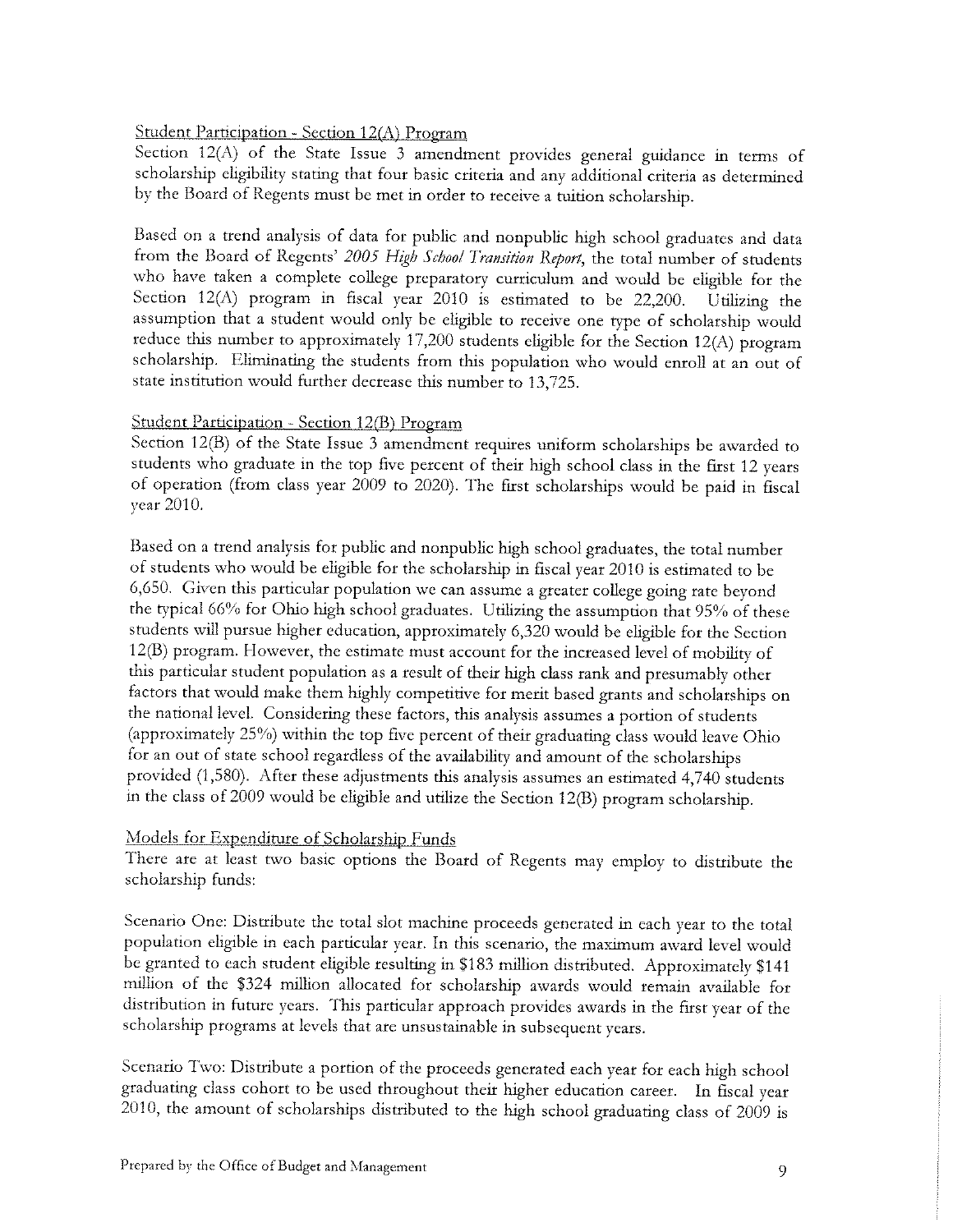Student Participation - Section 12(A) Program

Section 12(A) of the State Issue 3 amendment provides general guidance in terms of scholarship eligibility stating that four basic criteria and any additional criteria as determined by the Board of Regents must be met in order to receive a tuition scholarship.

Based on a trend analysis of data for public and nonpublic high school graduates and data from the Board of Regents' *2005 High School Transition Report*, the total number of students who have taken a complete college preparatory curriculum and would be eligible for the Section 12(A) program in fiscal year 2010 is estimated to be 22,200. Utilizing the assumption that a student would only be eligible to receive one type of scholarship would reduce this number to approximately 17,200 students eligible for the Section 12(A) program scholarship. Eliminating the students from this population who would enroll at an out of state institution would further decrease this number to 13,725.

Student Participation - Section 12(B) Program

Section 12(B) of the State Issue 3 amendment requires uniform scholarships be awarded to students who graduate in the top five percent of their high school class in the first 12 years of operation (from class year 2009 to 2020). The first scholarships would be paid in fiscal year 2010.

Based on a trend analysis for public and nonpublic high school graduates, the total number of students who would be eligible for the scholarship in fiscal year 2010 is estimated to be 6,650. Given this particular population we can assume a greater college going rate beyond the typical 66% for Ohio high school graduates. Utilizing the assumption that 95% of these students will pursue higher education, approximately 6,320 would be eligible for the Section 12(B) program. However, the estimate must account for the increased level of mobility of this particular student population as a result of their high class rank and presumably other factors that would make them highly competitive for merit based grants and scholarships on the national level. Considering these factors, this analysis assumes a portion of students (approximately 25%) within the top five percent of their graduating class would leave Ohio for an out of state school regardless of the availability and amount of the scholarships provided (1,580). After these adjustments this analysis assumes an estimated 4,740 students in the class of 2009 would be eligible and utilize the Section 12(B) program scholarship.

Models for Expenditure of Scholarship Funds

There are at least two basic options the Board of Regents may employ to distribute the scholarship funds:

Scenario One: Distribute the total slot machine proceeds generated in each year to the total population eligible in each particular year. In this scenario, the maximum award level would be granted to each student eligible resulting in $183 million distributed. Approximately $141 million of the $324 million allocated for scholarship awards would remain available for distribution in future years. This particular approach provides awards in the first year of the scholarship programs at levels that are unsustainable in subsequent years.

Scenario Two: Distribute a portion of the proceeds generated each year for each high school graduating class cohort to be used throughout their higher education career. In fiscal year 2010, the amount of scholarships distributed to the high school graduating class of 2009 is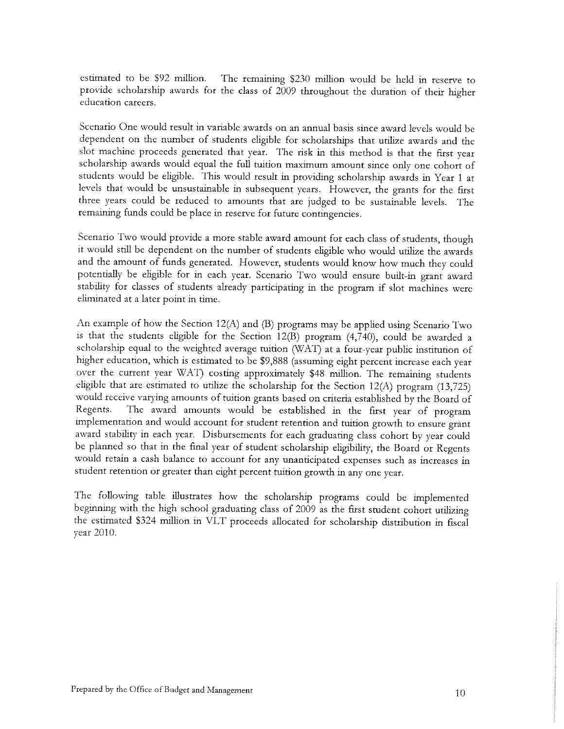estimated to be $92 million. The remaining $230 million would be held in reserve to provide scholarship awards for the class of 2009 throughout the duration of their higher education careers.

Scenario One would result in variable awards on an annual basis since award levels would be dependent on the number of students eligible for scholarships that utilize awards and the slot machine proceeds generated that year. The risk in this method is that the first year scholarship awards would equal the full tuition maximum amount since only one cohort of students would be eligible. This would result in providing scholarship awards in Year 1 at levels that would be unsustainable in subsequent years. However, the grants for the first three years could be reduced to amounts that are judged to be sustainable levels. The remaining funds could be place in reserve for future contingencies.

Scenario Two would provide a more stable award amount for each class of students, though it would still be dependent on the number of students eligible who would utilize the awards and the amount of funds generated. However, students would know how much they could potentially be eligible for in each year. Scenario Two would ensure built-in grant award stability for classes of students already participating in the program if slot machines were eliminated at a later point in time.

An example of how the Section 12(A) and (B) programs may be applied using Scenario Two is that the students eligible for the Section 12(B) program (4,740), could be awarded a scholarship equal to the weighted average tuition (WAT) at a four-year public institution of higher education, which is estimated to be $9,888 (assuming eight percent increase each year over the current year WAT) costing approximately $48 million. The remaining students eligible that are estimated to utilize the scholarship for the Section 12(A) program (13,725) would receive varying amounts of tuition grants based on criteria established by the Board of Regents. The award amounts would be established in the first year of program implementation and would account for student retention and tuition growth to ensure grant award stability in each year. Disbursements for each graduating class cohort by year could be planned so that in the final year of student scholarship eligibility, the Board or Regents would retain a cash balance to account for any unanticipated expenses such as increases in student retention or greater than eight percent tuition growth in any one year.

The following table illustrates how the scholarship programs could be implemented beginning with the high school graduating class of 2009 as the first student cohort utilizing the estimated $324 million in VLT proceeds allocated for scholarship distribution in fiscal year 2010.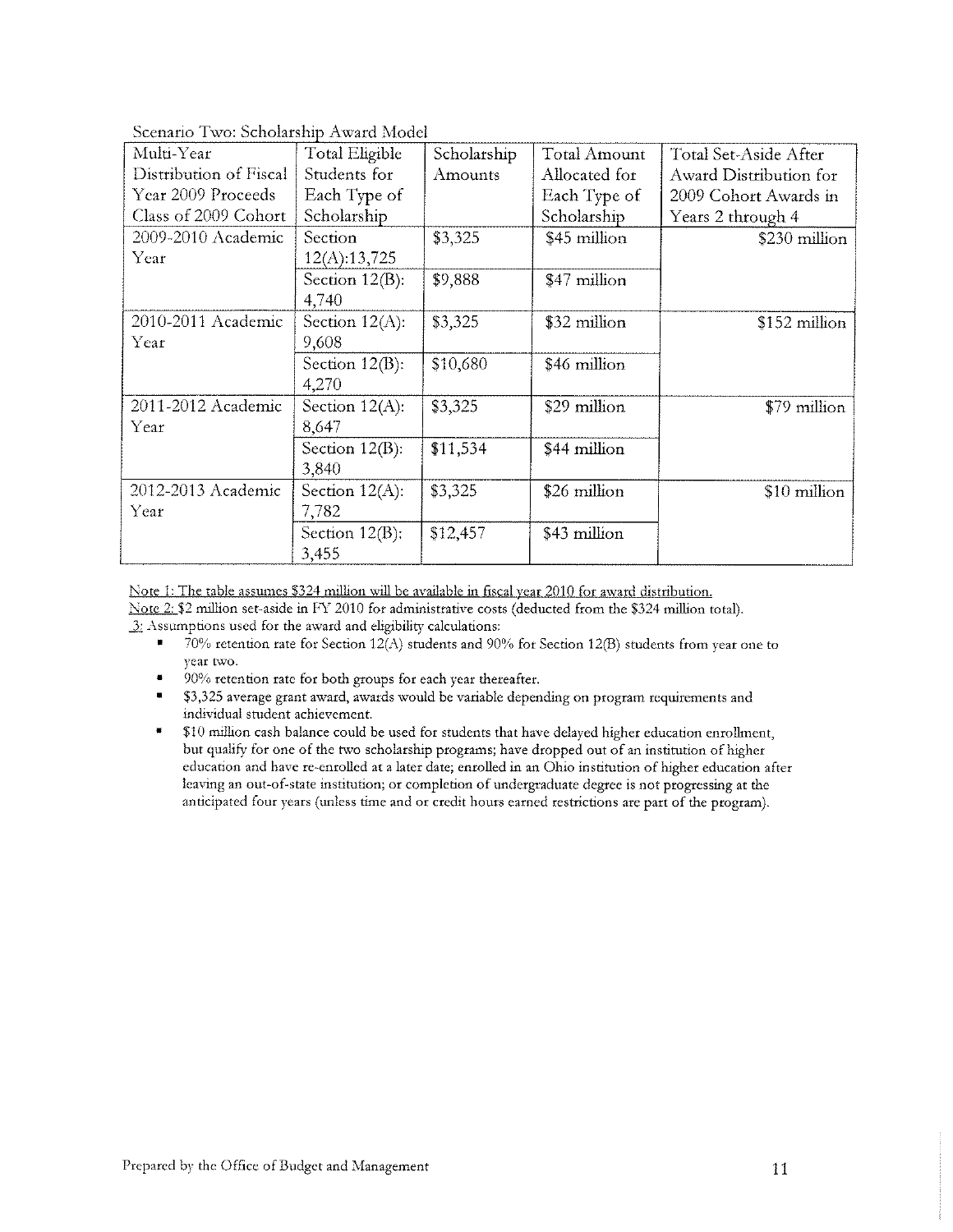Scenario Two: Scholarship Award Model

| Multi-Year Distribution of Fiscal Year 2009 Proceeds Class of 2009 Cohort | Total Eligible Students for Each Type of Scholarship | Scholarship Amounts | Total Amount Allocated for Each Type of Scholarship | Total Set-Aside After Award Distribution for 2009 Cohort Awards in Years 2 through 4 |
|---|---|---|---|---|
| 2009-2010 Academic Year | Section 12(A):13,725 | $3,325 | $45 million | $230 million |
| | Section 12(B): 4,740 | $9,888 | $47 million | |
| 2010-2011 Academic Year | Section 12(A): 9,608 | $3,325 | $32 million | $152 million |
| | Section 12(B): 4,270 | $10,680 | $46 million | |
| 2011-2012 Academic Year | Section 12(A): 8,647 | $3,325 | $29 million | $79 million |
| | Section 12(B): 3,840 | $11,534 | $44 million | |
| 2012-2013 Academic Year | Section 12(A): 7,782 | $3,325 | $26 million | $10 million |
| | Section 12(B): 3,455 | $12,457 | $43 million | |

Note 1: The table assumes $324 million will be available in fiscal year 2010 for award distribution.

Note 2: $2 million set-aside in FY 2010 for administrative costs (deducted from the $324 million total).

3: Assumptions used for the award and eligibility calculations:

- 70% retention rate for Section 12(A) students and 90% for Section 12(B) students from year one to year two.
- 90% retention rate for both groups for each year thereafter.
- $3,325 average grant award, awards would be variable depending on program requirements and individual student achievement.
- $10 million cash balance could be used for students that have delayed higher education enrollment, but qualify for one of the two scholarship programs; have dropped out of an institution of higher education and have re-enrolled at a later date; enrolled in an Ohio institution of higher education after leaving an out-of-state institution; or completion of undergraduate degree is not progressing at the anticipated four years (unless time and or credit hours earned restrictions are part of the program).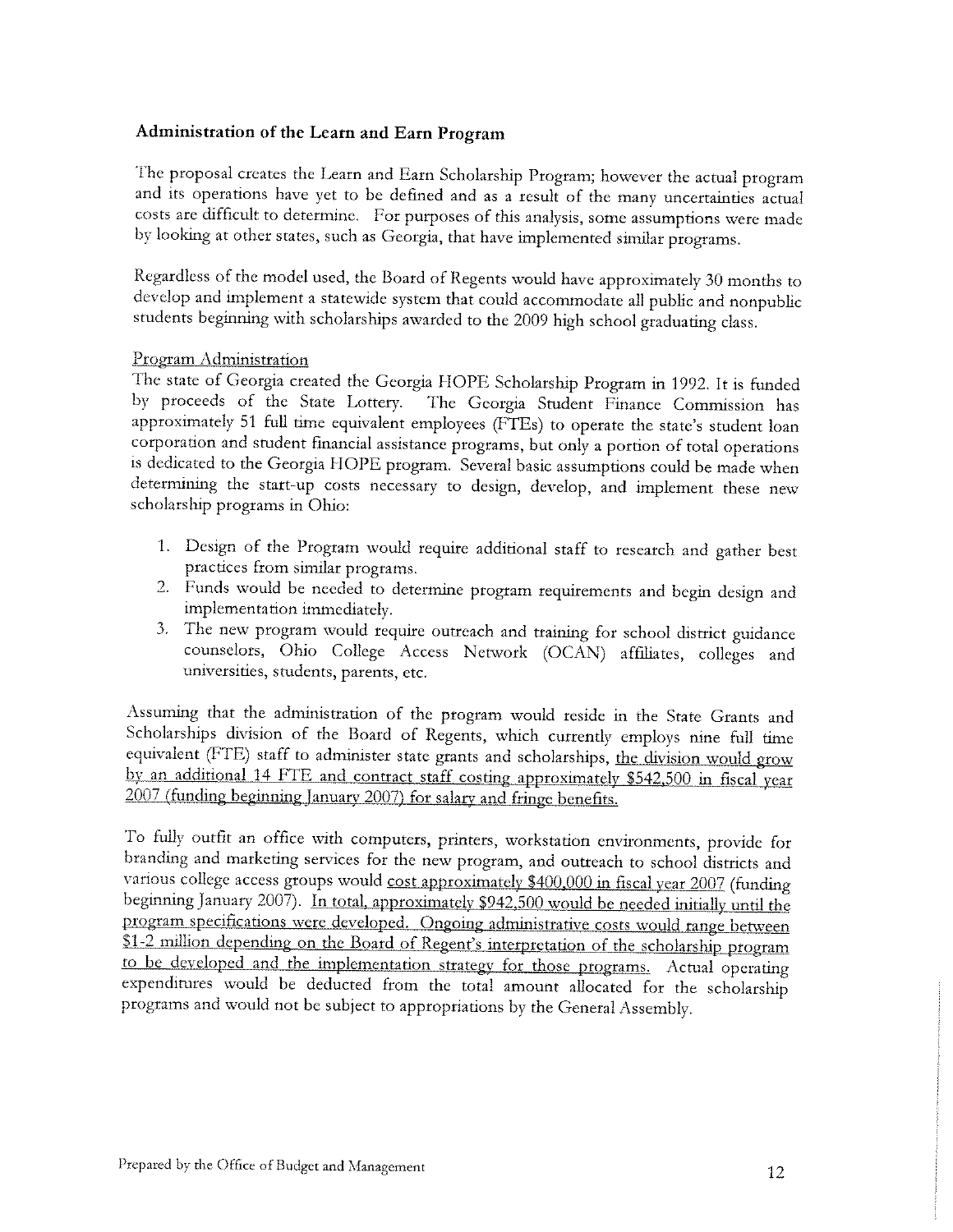## Administration of the Learn and Earn Program

The proposal creates the Learn and Earn Scholarship Program; however the actual program and its operations have yet to be defined and as a result of the many uncertainties actual costs are difficult to determine. For purposes of this analysis, some assumptions were made by looking at other states, such as Georgia, that have implemented similar programs.

Regardless of the model used, the Board of Regents would have approximately 30 months to develop and implement a statewide system that could accommodate all public and nonpublic students beginning with scholarships awarded to the 2009 high school graduating class.

<u>Program Administration</u>

The state of Georgia created the Georgia HOPE Scholarship Program in 1992. It is funded by proceeds of the State Lottery. The Georgia Student Finance Commission has approximately 51 full time equivalent employees (FTEs) to operate the state's student loan corporation and student financial assistance programs, but only a portion of total operations is dedicated to the Georgia HOPE program. Several basic assumptions could be made when determining the start-up costs necessary to design, develop, and implement these new scholarship programs in Ohio:

1. Design of the Program would require additional staff to research and gather best practices from similar programs.
2. Funds would be needed to determine program requirements and begin design and implementation immediately.
3. The new program would require outreach and training for school district guidance counselors, Ohio College Access Network (OCAN) affiliates, colleges and universities, students, parents, etc.

Assuming that the administration of the program would reside in the State Grants and Scholarships division of the Board of Regents, which currently employs nine full time equivalent (FTE) staff to administer state grants and scholarships, <u>the division would grow by an additional 14 FTE and contract staff costing approximately $542,500 in fiscal year 2007 (funding beginning January 2007) for salary and fringe benefits.</u>

To fully outfit an office with computers, printers, workstation environments, provide for branding and marketing services for the new program, and outreach to school districts and various college access groups would <u>cost approximately $400,000 in fiscal year 2007</u> (funding beginning January 2007). <u>In total, approximately $942,500 would be needed initially until the program specifications were developed. Ongoing administrative costs would range between $1-2 million depending on the Board of Regent's interpretation of the scholarship program to be developed and the implementation strategy for those programs.</u> Actual operating expenditures would be deducted from the total amount allocated for the scholarship programs and would not be subject to appropriations by the General Assembly.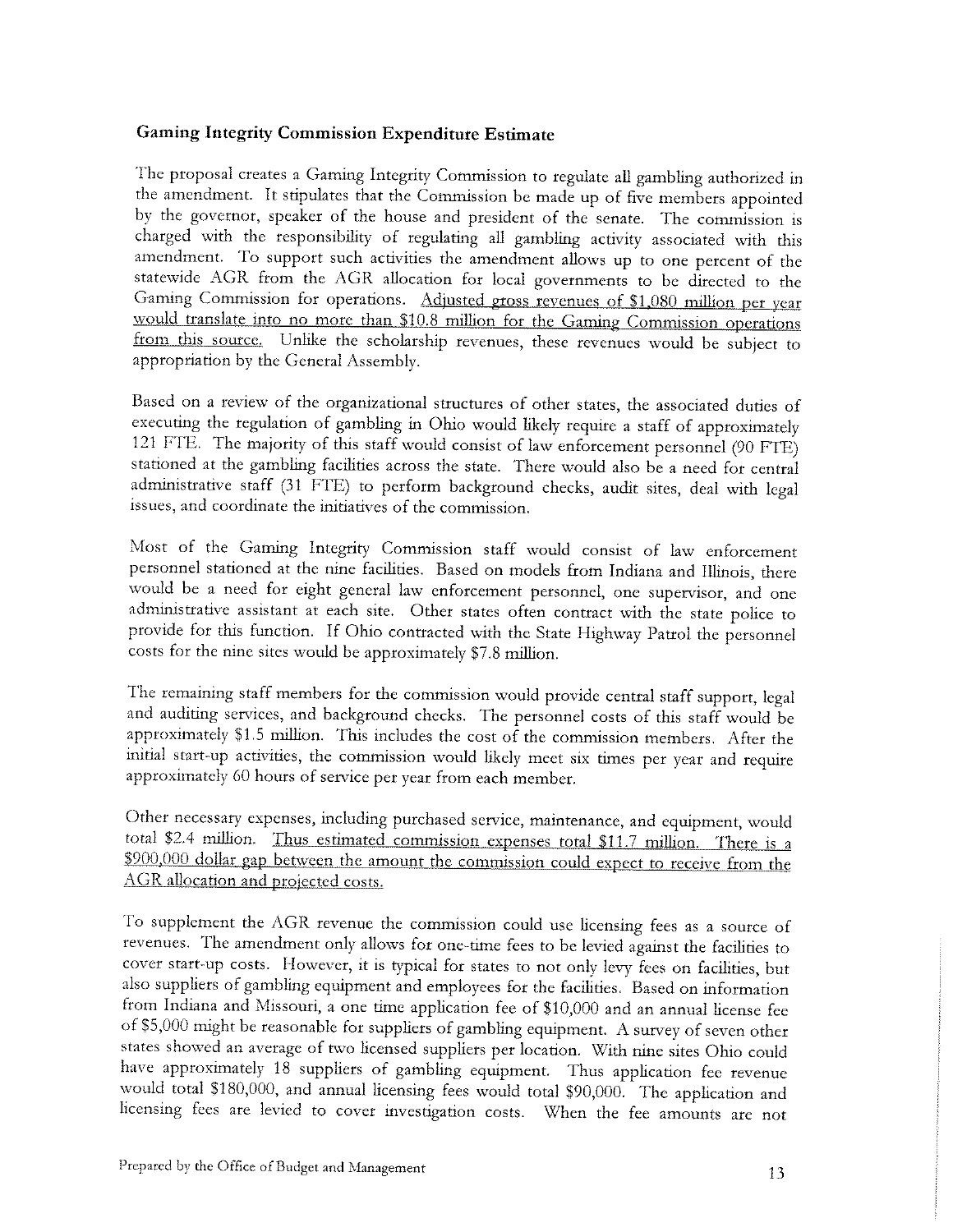## Gaming Integrity Commission Expenditure Estimate

The proposal creates a Gaming Integrity Commission to regulate all gambling authorized in the amendment. It stipulates that the Commission be made up of five members appointed by the governor, speaker of the house and president of the senate. The commission is charged with the responsibility of regulating all gambling activity associated with this amendment. To support such activities the amendment allows up to one percent of the statewide AGR from the AGR allocation for local governments to be directed to the Gaming Commission for operations. Adjusted gross revenues of $1,080 million per year would translate into no more than $10.8 million for the Gaming Commission operations from this source. Unlike the scholarship revenues, these revenues would be subject to appropriation by the General Assembly.

Based on a review of the organizational structures of other states, the associated duties of executing the regulation of gambling in Ohio would likely require a staff of approximately 121 FTE. The majority of this staff would consist of law enforcement personnel (90 FTE) stationed at the gambling facilities across the state. There would also be a need for central administrative staff (31 FTE) to perform background checks, audit sites, deal with legal issues, and coordinate the initiatives of the commission.

Most of the Gaming Integrity Commission staff would consist of law enforcement personnel stationed at the nine facilities. Based on models from Indiana and Illinois, there would be a need for eight general law enforcement personnel, one supervisor, and one administrative assistant at each site. Other states often contract with the state police to provide for this function. If Ohio contracted with the State Highway Patrol the personnel costs for the nine sites would be approximately $7.8 million.

The remaining staff members for the commission would provide central staff support, legal and auditing services, and background checks. The personnel costs of this staff would be approximately $1.5 million. This includes the cost of the commission members. After the initial start-up activities, the commission would likely meet six times per year and require approximately 60 hours of service per year from each member.

Other necessary expenses, including purchased service, maintenance, and equipment, would total $2.4 million. Thus estimated commission expenses total $11.7 million. There is a $900,000 dollar gap between the amount the commission could expect to receive from the AGR allocation and projected costs.

To supplement the AGR revenue the commission could use licensing fees as a source of revenues. The amendment only allows for one-time fees to be levied against the facilities to cover start-up costs. However, it is typical for states to not only levy fees on facilities, but also suppliers of gambling equipment and employees for the facilities. Based on information from Indiana and Missouri, a one time application fee of $10,000 and an annual license fee of $5,000 might be reasonable for suppliers of gambling equipment. A survey of seven other states showed an average of two licensed suppliers per location. With nine sites Ohio could have approximately 18 suppliers of gambling equipment. Thus application fee revenue would total $180,000, and annual licensing fees would total $90,000. The application and licensing fees are levied to cover investigation costs. When the fee amounts are not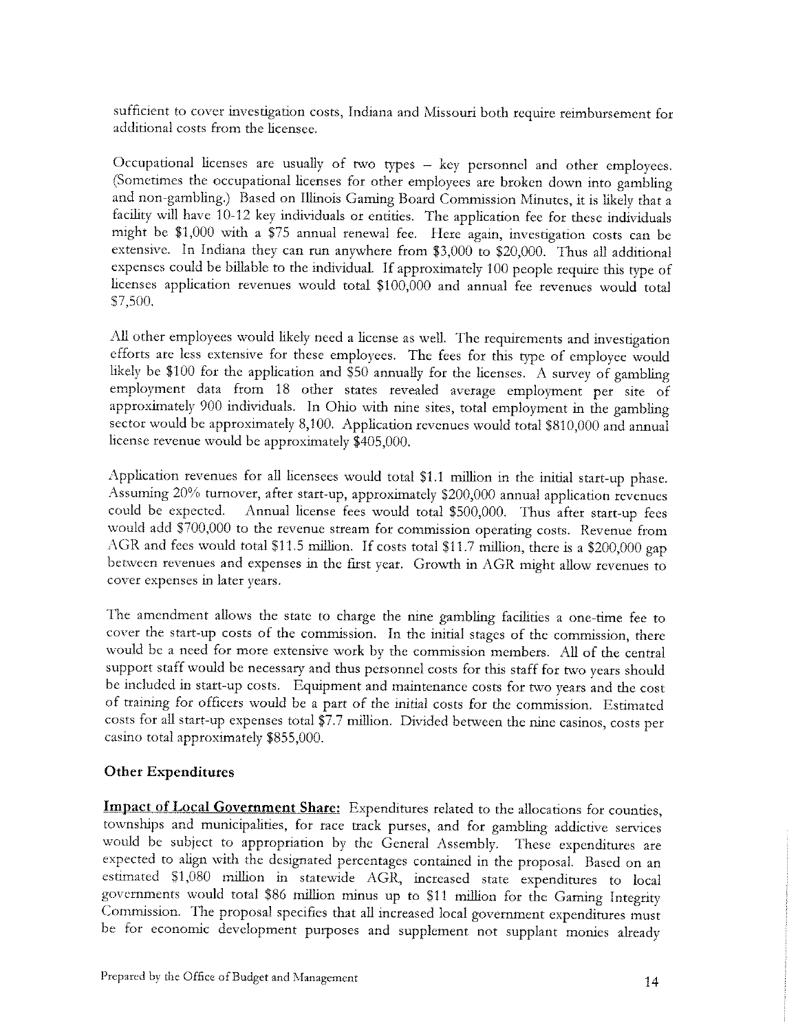sufficient to cover investigation costs, Indiana and Missouri both require reimbursement for additional costs from the licensee.

Occupational licenses are usually of two types – key personnel and other employees. (Sometimes the occupational licenses for other employees are broken down into gambling and non-gambling.) Based on Illinois Gaming Board Commission Minutes, it is likely that a facility will have 10-12 key individuals or entities. The application fee for these individuals might be $1,000 with a $75 annual renewal fee. Here again, investigation costs can be extensive. In Indiana they can run anywhere from $3,000 to $20,000. Thus all additional expenses could be billable to the individual. If approximately 100 people require this type of licenses application revenues would total $100,000 and annual fee revenues would total $7,500.

All other employees would likely need a license as well. The requirements and investigation efforts are less extensive for these employees. The fees for this type of employee would likely be $100 for the application and $50 annually for the licenses. A survey of gambling employment data from 18 other states revealed average employment per site of approximately 900 individuals. In Ohio with nine sites, total employment in the gambling sector would be approximately 8,100. Application revenues would total $810,000 and annual license revenue would be approximately $405,000.

Application revenues for all licensees would total $1.1 million in the initial start-up phase. Assuming 20% turnover, after start-up, approximately $200,000 annual application revenues could be expected. Annual license fees would total $500,000. Thus after start-up fees would add $700,000 to the revenue stream for commission operating costs. Revenue from AGR and fees would total $11.5 million. If costs total $11.7 million, there is a $200,000 gap between revenues and expenses in the first year. Growth in AGR might allow revenues to cover expenses in later years.

The amendment allows the state to charge the nine gambling facilities a one-time fee to cover the start-up costs of the commission. In the initial stages of the commission, there would be a need for more extensive work by the commission members. All of the central support staff would be necessary and thus personnel costs for this staff for two years should be included in start-up costs. Equipment and maintenance costs for two years and the cost of training for officers would be a part of the initial costs for the commission. Estimated costs for all start-up expenses total $7.7 million. Divided between the nine casinos, costs per casino total approximately $855,000.

### Other Expenditures

**Impact of Local Government Share:** Expenditures related to the allocations for counties, townships and municipalities, for race track purses, and for gambling addictive services would be subject to appropriation by the General Assembly. These expenditures are expected to align with the designated percentages contained in the proposal. Based on an estimated $1,080 million in statewide AGR, increased state expenditures to local governments would total $86 million minus up to $11 million for the Gaming Integrity Commission. The proposal specifies that all increased local government expenditures must be for economic development purposes and supplement not supplant monies already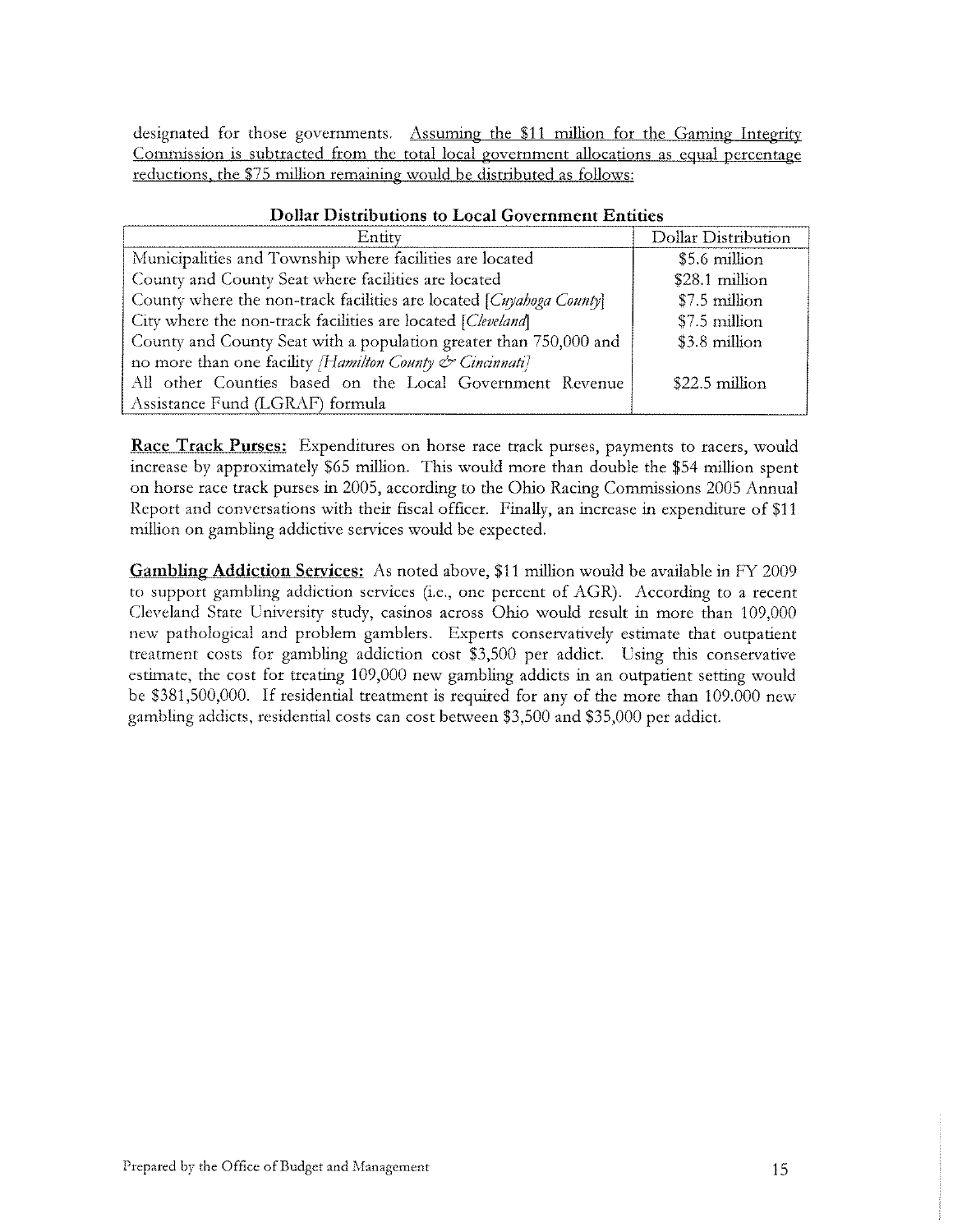designated for those governments. <u>Assuming the $11 million for the Gaming Integrity Commission is subtracted from the total local government allocations as equal percentage reductions, the $75 million remaining would be distributed as follows:</u>

**Dollar Distributions to Local Government Entities**

| Entity | Dollar Distribution |
|---|---|
| Municipalities and Township where facilities are located | $5.6 million |
| County and County Seat where facilities are located | $28.1 million |
| County where the non-track facilities are located [*Cuyahoga County*] | $7.5 million |
| City where the non-track facilities are located [*Cleveland*] | $7.5 million |
| County and County Seat with a population greater than 750,000 and no more than one facility [*Hamilton County & Cincinnati*] | $3.8 million |
| All other Counties based on the Local Government Revenue Assistance Fund (LGRAF) formula | $22.5 million |

**<u>Race Track Purses:</u>** Expenditures on horse race track purses, payments to racers, would increase by approximately $65 million. This would more than double the $54 million spent on horse race track purses in 2005, according to the Ohio Racing Commissions 2005 Annual Report and conversations with their fiscal officer. Finally, an increase in expenditure of $11 million on gambling addictive services would be expected.

**<u>Gambling Addiction Services:</u>** As noted above, $11 million would be available in FY 2009 to support gambling addiction services (i.e., one percent of AGR). According to a recent Cleveland State University study, casinos across Ohio would result in more than 109,000 new pathological and problem gamblers. Experts conservatively estimate that outpatient treatment costs for gambling addiction cost $3,500 per addict. Using this conservative estimate, the cost for treating 109,000 new gambling addicts in an outpatient setting would be $381,500,000. If residential treatment is required for any of the more than 109.000 new gambling addicts, residential costs can cost between $3,500 and $35,000 per addict.

Prepared by the Office of Budget and Management